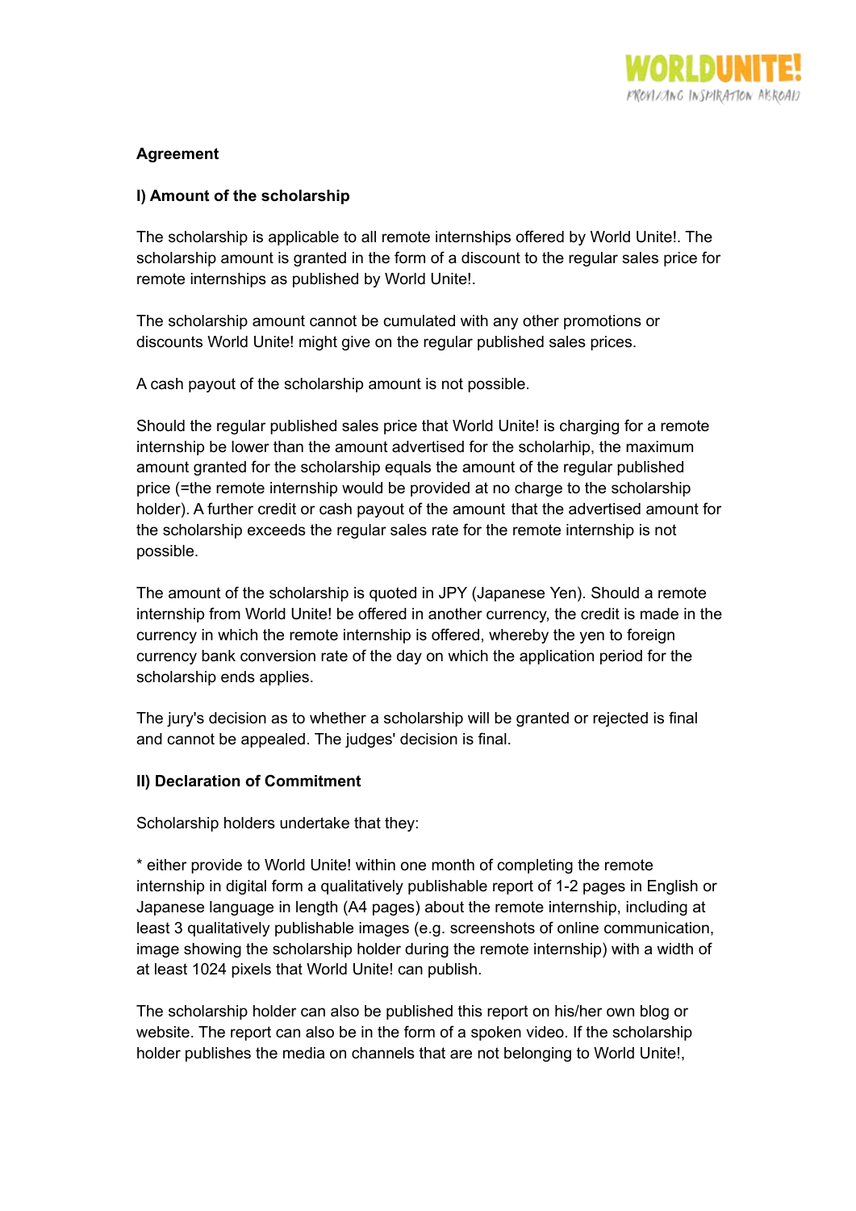**Agreement**

**I) Amount of the scholarship**

The scholarship is applicable to all remote internships offered by World Unite!. The scholarship amount is granted in the form of a discount to the regular sales price for remote internships as published by World Unite!.

The scholarship amount cannot be cumulated with any other promotions or discounts World Unite! might give on the regular published sales prices.

A cash payout of the scholarship amount is not possible.

Should the regular published sales price that World Unite! is charging for a remote internship be lower than the amount advertised for the scholarhip, the maximum amount granted for the scholarship equals the amount of the regular published price (=the remote internship would be provided at no charge to the scholarship holder). A further credit or cash payout of the amount that the advertised amount for the scholarship exceeds the regular sales rate for the remote internship is not possible.

The amount of the scholarship is quoted in JPY (Japanese Yen). Should a remote internship from World Unite! be offered in another currency, the credit is made in the currency in which the remote internship is offered, whereby the yen to foreign currency bank conversion rate of the day on which the application period for the scholarship ends applies.

The jury's decision as to whether a scholarship will be granted or rejected is final and cannot be appealed. The judges' decision is final.

**II) Declaration of Commitment**

Scholarship holders undertake that they:

* either provide to World Unite! within one month of completing the remote internship in digital form a qualitatively publishable report of 1-2 pages in English or Japanese language in length (A4 pages) about the remote internship, including at least 3 qualitatively publishable images (e.g. screenshots of online communication, image showing the scholarship holder during the remote internship) with a width of at least 1024 pixels that World Unite! can publish.

The scholarship holder can also be published this report on his/her own blog or website. The report can also be in the form of a spoken video. If the scholarship holder publishes the media on channels that are not belonging to World Unite!,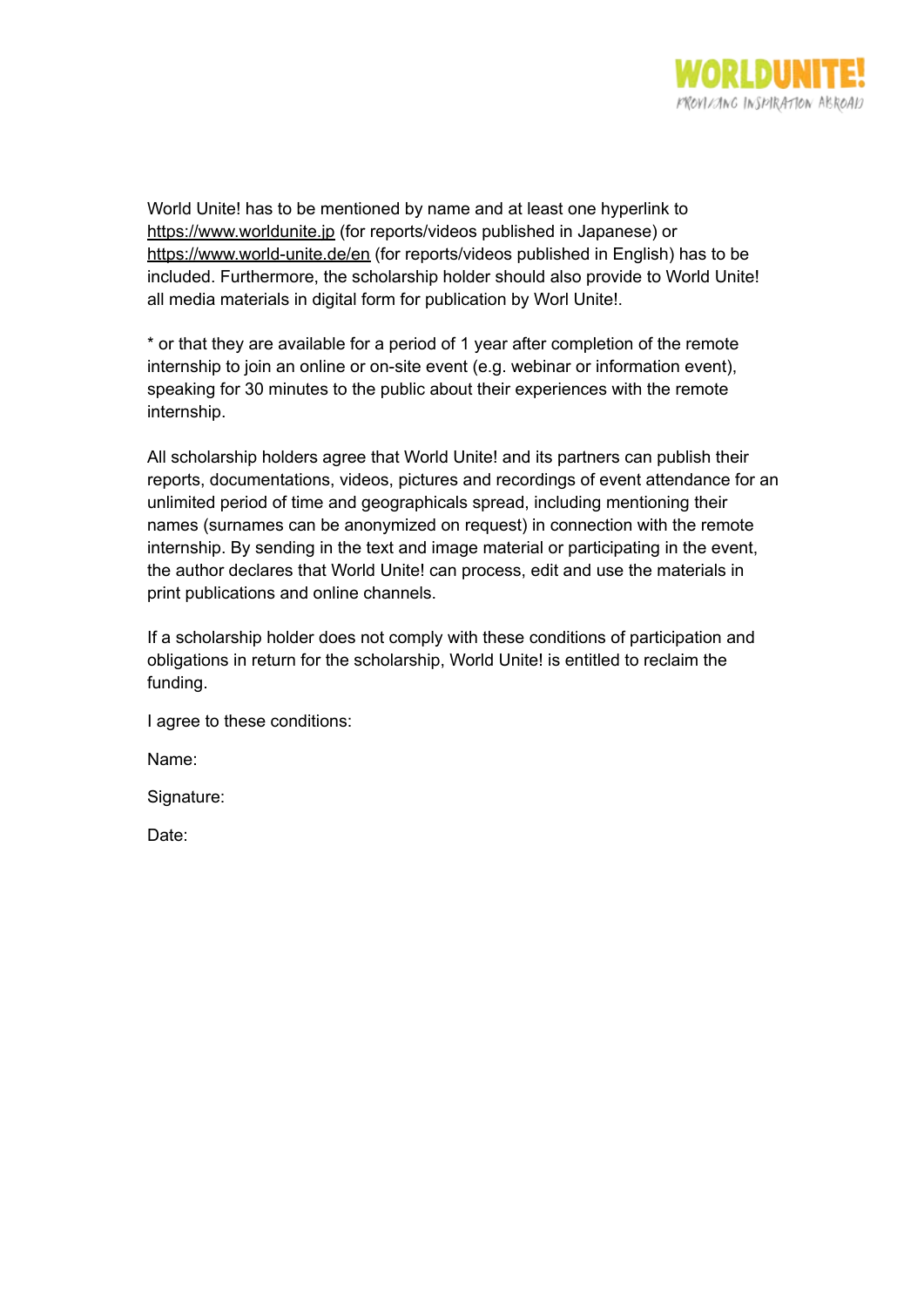World Unite! has to be mentioned by name and at least one hyperlink to https://www.worldunite.jp (for reports/videos published in Japanese) or https://www.world-unite.de/en (for reports/videos published in English) has to be included. Furthermore, the scholarship holder should also provide to World Unite! all media materials in digital form for publication by Worl Unite!.

* or that they are available for a period of 1 year after completion of the remote internship to join an online or on-site event (e.g. webinar or information event), speaking for 30 minutes to the public about their experiences with the remote internship.

All scholarship holders agree that World Unite! and its partners can publish their reports, documentations, videos, pictures and recordings of event attendance for an unlimited period of time and geographicals spread, including mentioning their names (surnames can be anonymized on request) in connection with the remote internship. By sending in the text and image material or participating in the event, the author declares that World Unite! can process, edit and use the materials in print publications and online channels.

If a scholarship holder does not comply with these conditions of participation and obligations in return for the scholarship, World Unite! is entitled to reclaim the funding.

I agree to these conditions:

Name:

Signature:

Date: